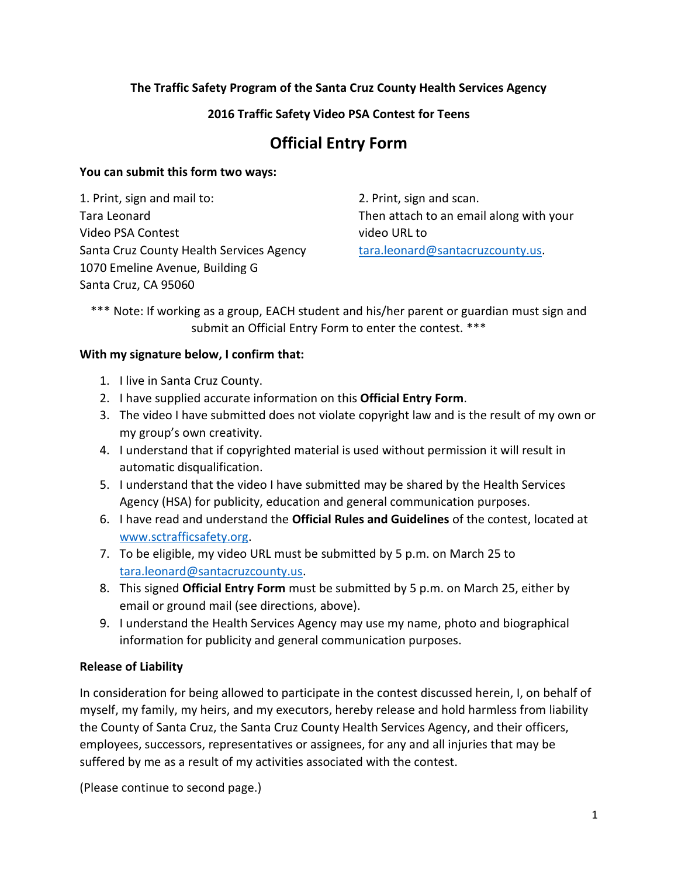**The Traffic Safety Program of the Santa Cruz County Health Services Agency**

**2016 Traffic Safety Video PSA Contest for Teens**

# Official Entry Form

**You can submit this form two ways:**

1. Print, sign and mail to:
Tara Leonard
Video PSA Contest
Santa Cruz County Health Services Agency
1070 Emeline Avenue, Building G
Santa Cruz, CA 95060

2. Print, sign and scan.
Then attach to an email along with your video URL to tara.leonard@santacruzcounty.us.

*** Note: If working as a group, EACH student and his/her parent or guardian must sign and submit an Official Entry Form to enter the contest. ***

**With my signature below, I confirm that:**

1. I live in Santa Cruz County.
2. I have supplied accurate information on this **Official Entry Form**.
3. The video I have submitted does not violate copyright law and is the result of my own or my group's own creativity.
4. I understand that if copyrighted material is used without permission it will result in automatic disqualification.
5. I understand that the video I have submitted may be shared by the Health Services Agency (HSA) for publicity, education and general communication purposes.
6. I have read and understand the **Official Rules and Guidelines** of the contest, located at www.sctrafficsafety.org.
7. To be eligible, my video URL must be submitted by 5 p.m. on March 25 to tara.leonard@santacruzcounty.us.
8. This signed **Official Entry Form** must be submitted by 5 p.m. on March 25, either by email or ground mail (see directions, above).
9. I understand the Health Services Agency may use my name, photo and biographical information for publicity and general communication purposes.

**Release of Liability**

In consideration for being allowed to participate in the contest discussed herein, I, on behalf of myself, my family, my heirs, and my executors, hereby release and hold harmless from liability the County of Santa Cruz, the Santa Cruz County Health Services Agency, and their officers, employees, successors, representatives or assignees, for any and all injuries that may be suffered by me as a result of my activities associated with the contest.

(Please continue to second page.)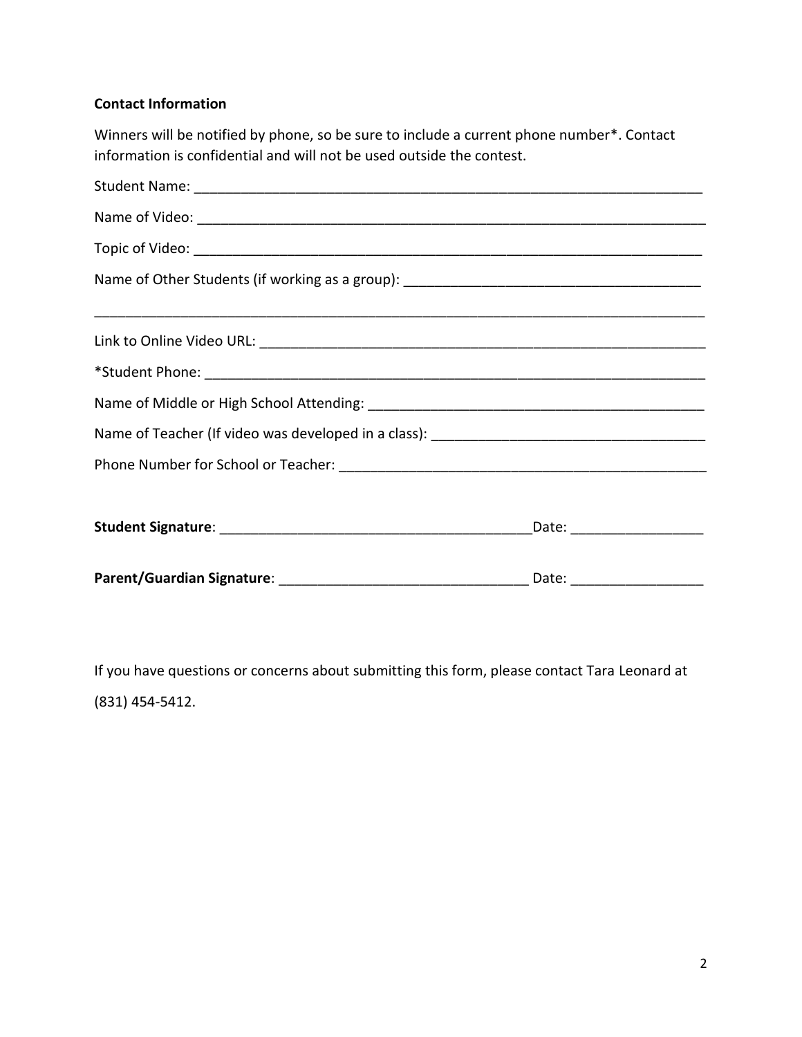**Contact Information**

Winners will be notified by phone, so be sure to include a current phone number*. Contact information is confidential and will not be used outside the contest.

Student Name: ___________________________________________________________________

Name of Video: ___________________________________________________________________

Topic of Video: ___________________________________________________________________

Name of Other Students (if working as a group): _____________________________________

_____________________________________________________________________________

Link to Online Video URL: _________________________________________________________

*Student Phone: _________________________________________________________________

Name of Middle or High School Attending: __________________________________________

Name of Teacher (If video was developed in a class): _________________________________

Phone Number for School or Teacher: _____________________________________________

**Student Signature**: _____________________________________Date: ________________

**Parent/Guardian Signature**: _____________________________ Date: ________________

If you have questions or concerns about submitting this form, please contact Tara Leonard at (831) 454-5412.